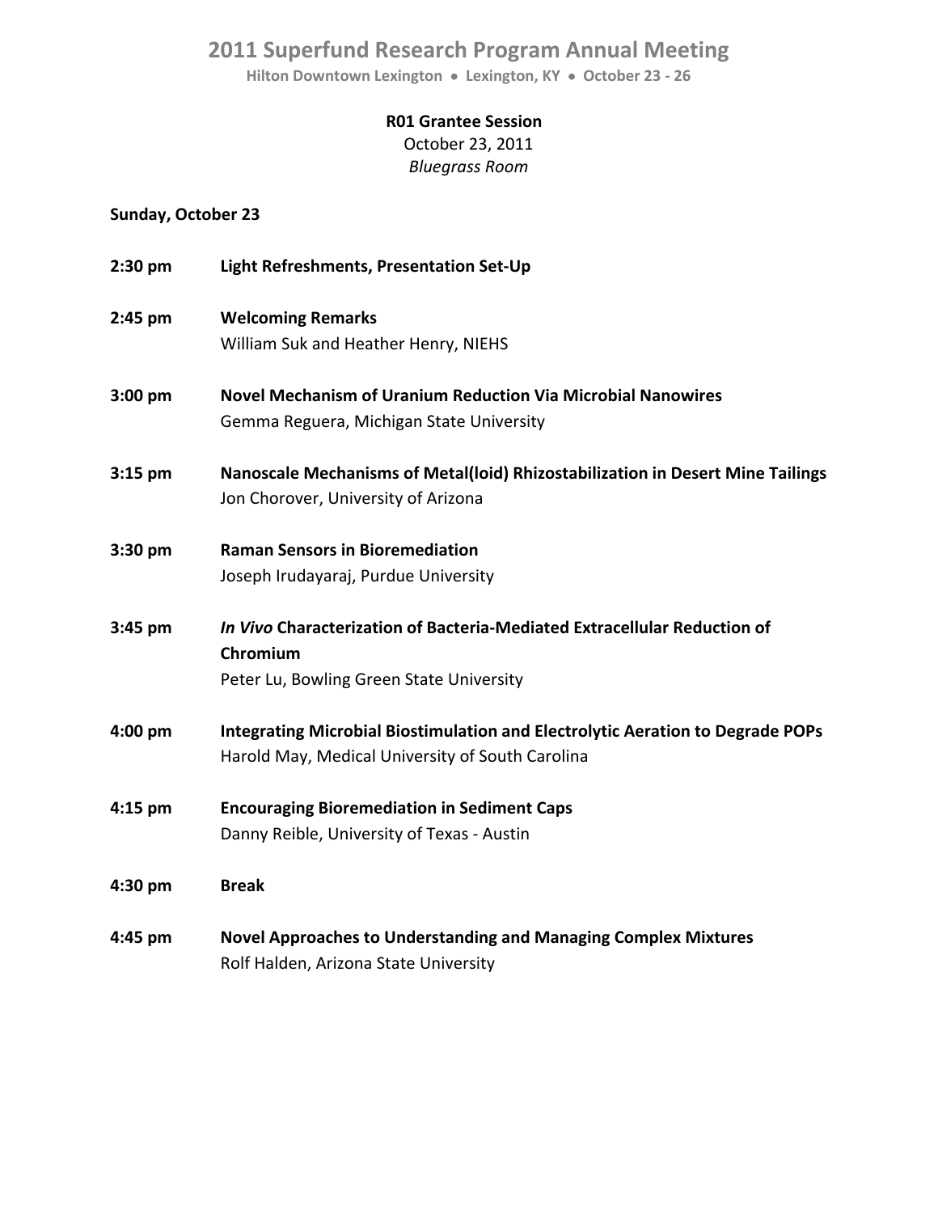# 2011 Superfund Research Program Annual Meeting

**Hilton Downtown Lexington • Lexington, KY • October 23 - 26**

**R01 Grantee Session**
October 23, 2011
*Bluegrass Room*

**Sunday, October 23**

**2:30 pm** **Light Refreshments, Presentation Set-Up**

**2:45 pm** **Welcoming Remarks**
William Suk and Heather Henry, NIEHS

**3:00 pm** **Novel Mechanism of Uranium Reduction Via Microbial Nanowires**
Gemma Reguera, Michigan State University

**3:15 pm** **Nanoscale Mechanisms of Metal(loid) Rhizostabilization in Desert Mine Tailings**
Jon Chorover, University of Arizona

**3:30 pm** **Raman Sensors in Bioremediation**
Joseph Irudayaraj, Purdue University

**3:45 pm** ***In Vivo* Characterization of Bacteria-Mediated Extracellular Reduction of Chromium**
Peter Lu, Bowling Green State University

**4:00 pm** **Integrating Microbial Biostimulation and Electrolytic Aeration to Degrade POPs**
Harold May, Medical University of South Carolina

**4:15 pm** **Encouraging Bioremediation in Sediment Caps**
Danny Reible, University of Texas - Austin

**4:30 pm** **Break**

**4:45 pm** **Novel Approaches to Understanding and Managing Complex Mixtures**
Rolf Halden, Arizona State University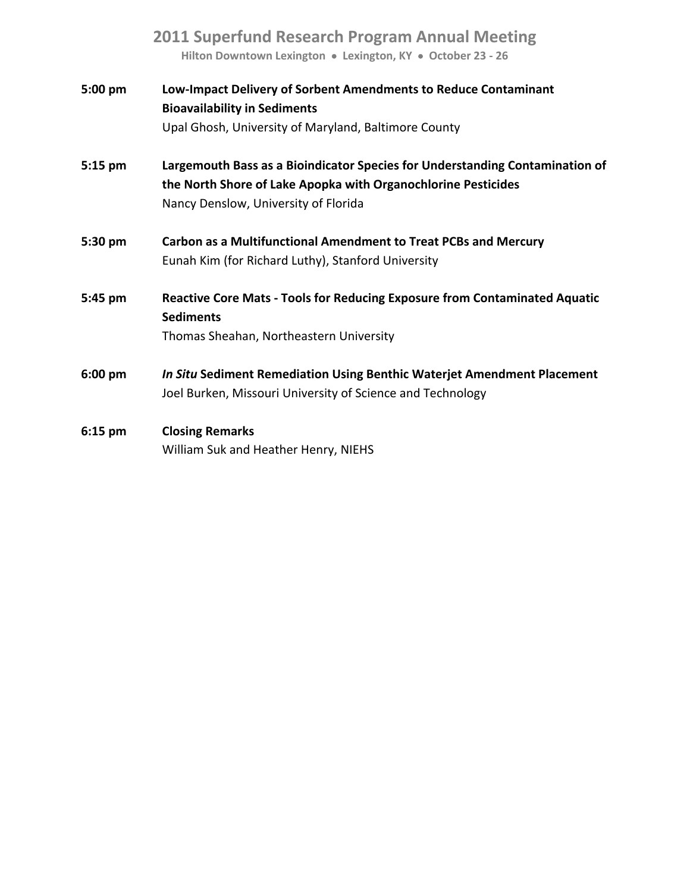**5:00 pm** **Low-Impact Delivery of Sorbent Amendments to Reduce Contaminant Bioavailability in Sediments**
Upal Ghosh, University of Maryland, Baltimore County

**5:15 pm** **Largemouth Bass as a Bioindicator Species for Understanding Contamination of the North Shore of Lake Apopka with Organochlorine Pesticides**
Nancy Denslow, University of Florida

**5:30 pm** **Carbon as a Multifunctional Amendment to Treat PCBs and Mercury**
Eunah Kim (for Richard Luthy), Stanford University

**5:45 pm** **Reactive Core Mats - Tools for Reducing Exposure from Contaminated Aquatic Sediments**
Thomas Sheahan, Northeastern University

**6:00 pm** ***In Situ* Sediment Remediation Using Benthic Waterjet Amendment Placement**
Joel Burken, Missouri University of Science and Technology

**6:15 pm** **Closing Remarks**
William Suk and Heather Henry, NIEHS